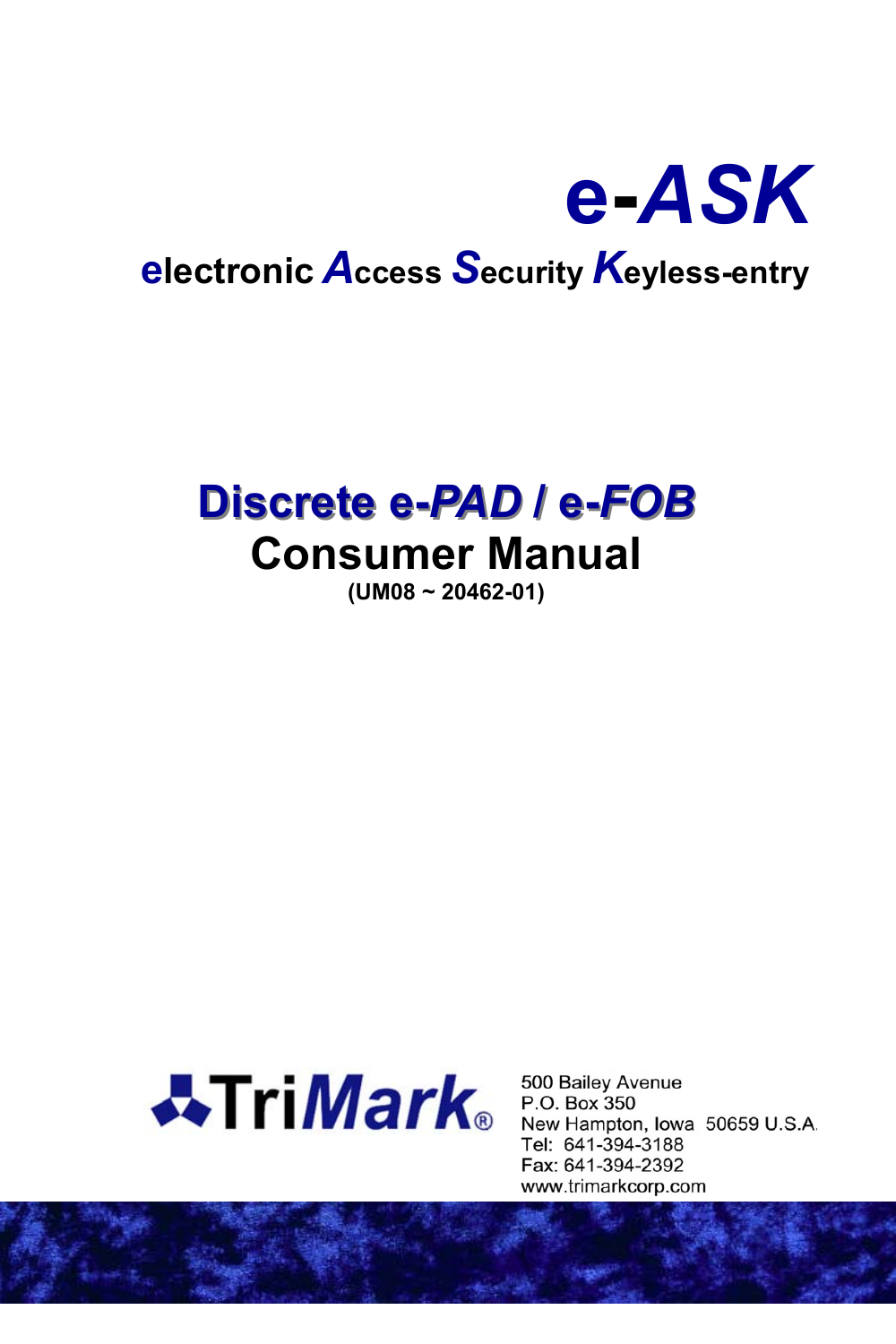# e-*ASK*

**electronic *A*ccess *S*ecurity *K*eyless-entry**

## Discrete e-*PAD* / e-*FOB*

## Consumer Manual

**(UM08 ~ 20462-01)**

TriMark®

500 Bailey Avenue
P.O. Box 350
New Hampton, Iowa 50659 U.S.A.
Tel: 641-394-3188
Fax: 641-394-2392
www.trimarkcorp.com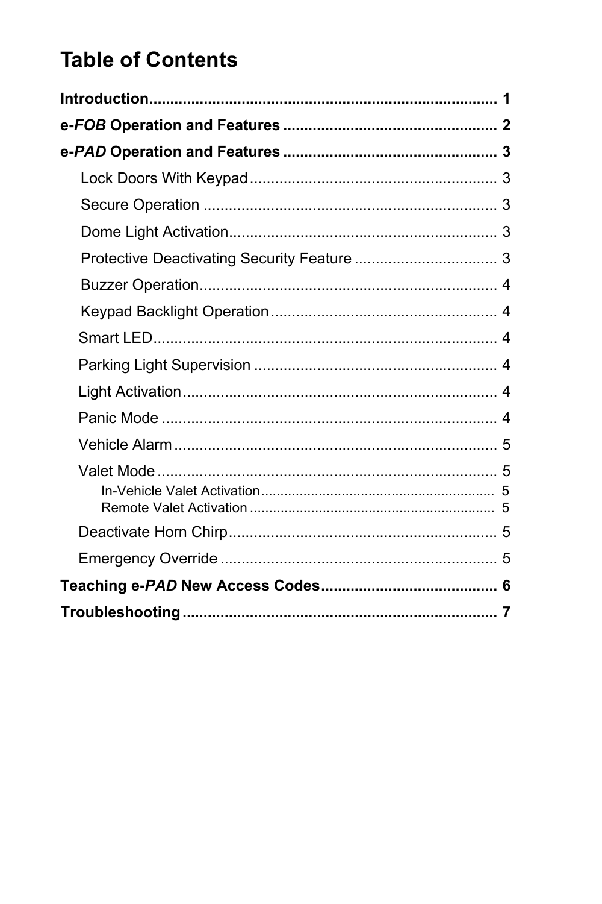# Table of Contents

**Introduction** .......... **1**

**e-*FOB* Operation and Features** .......... **2**

**e-*PAD* Operation and Features** .......... **3**

- Lock Doors With Keypad .......... 3
- Secure Operation .......... 3
- Dome Light Activation .......... 3
- Protective Deactivating Security Feature .......... 3
- Buzzer Operation .......... 4
- Keypad Backlight Operation .......... 4
- Smart LED .......... 4
- Parking Light Supervision .......... 4
- Light Activation .......... 4
- Panic Mode .......... 4
- Vehicle Alarm .......... 5
- Valet Mode .......... 5
  - In-Vehicle Valet Activation .......... 5
  - Remote Valet Activation .......... 5
- Deactivate Horn Chirp .......... 5
- Emergency Override .......... 5

**Teaching e-*PAD* New Access Codes** .......... **6**

**Troubleshooting** .......... **7**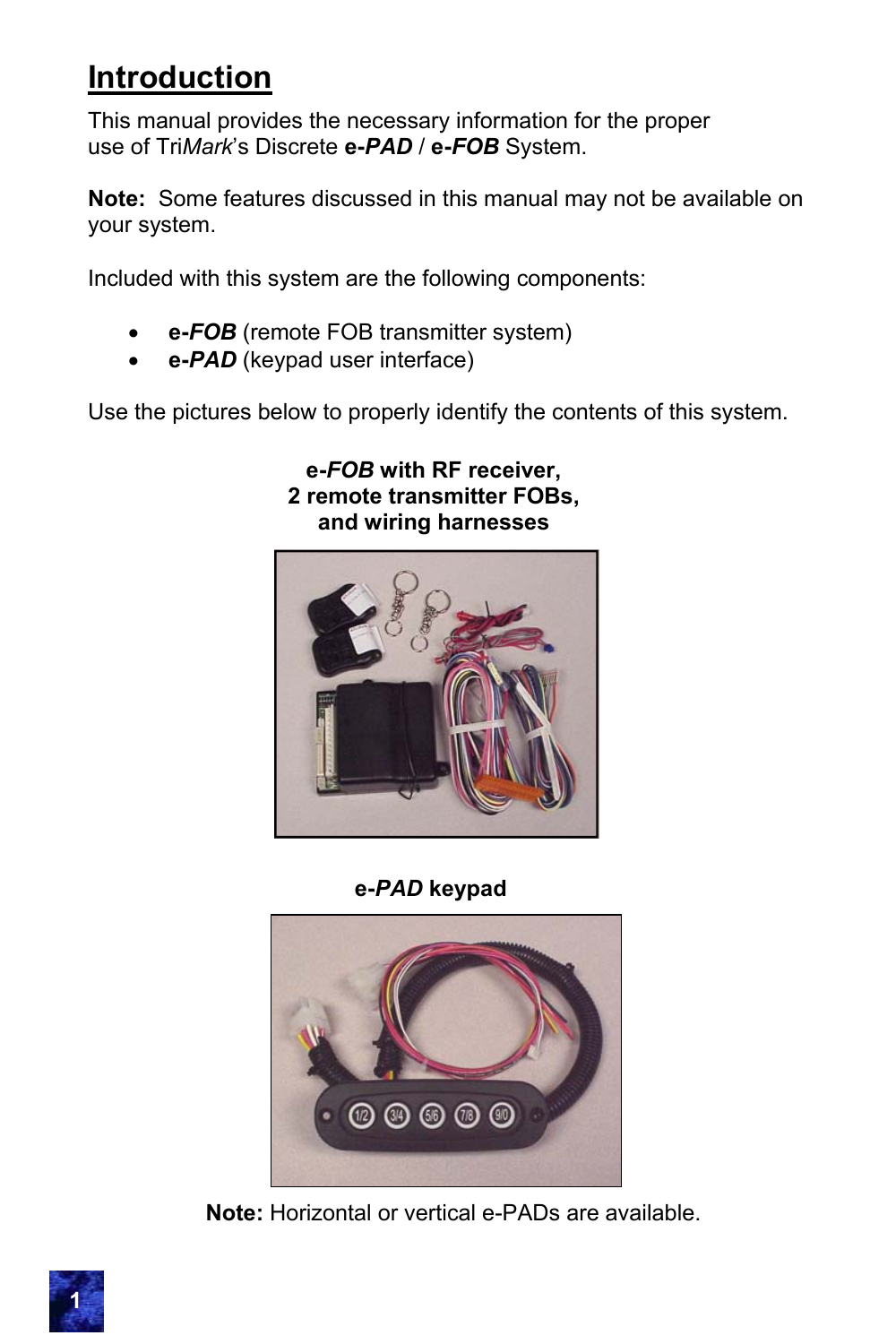# Introduction

This manual provides the necessary information for the proper use of Tri*Mark*'s Discrete **e-*PAD*** / **e-*FOB*** System.

**Note:** Some features discussed in this manual may not be available on your system.

Included with this system are the following components:

- **e-*FOB*** (remote FOB transmitter system)
- **e-*PAD*** (keypad user interface)

Use the pictures below to properly identify the contents of this system.

**e-*FOB* with RF receiver,**
**2 remote transmitter FOBs,**
**and wiring harnesses**

**e-*PAD* keypad**

**Note:** Horizontal or vertical e-PADs are available.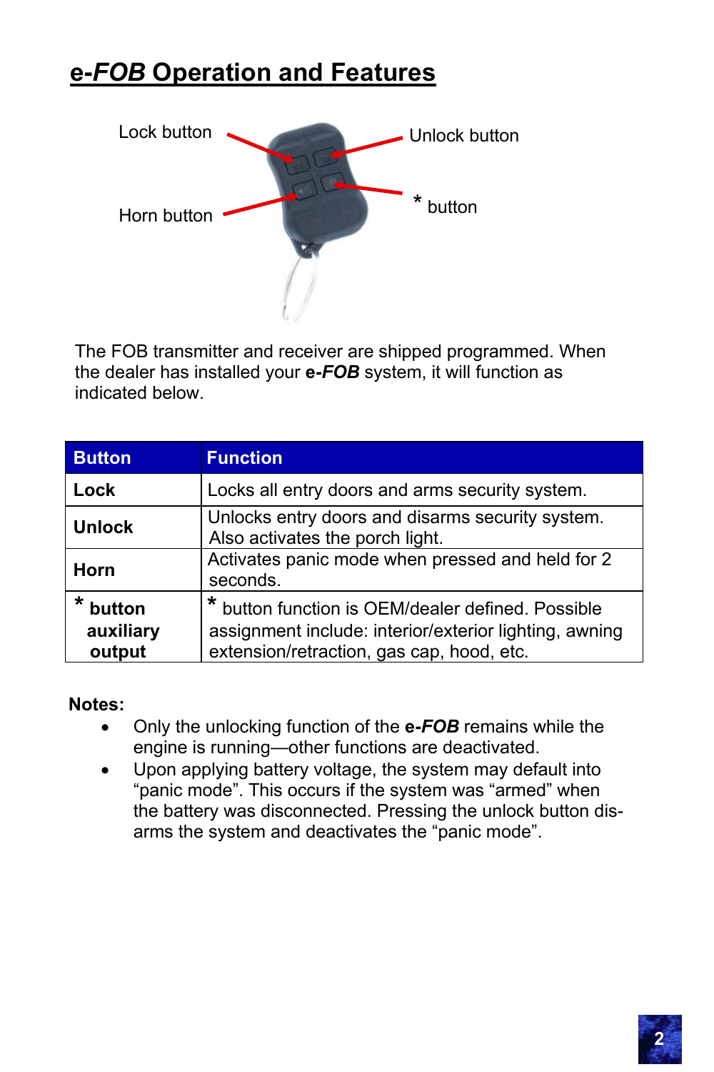## e-*FOB* Operation and Features

Lock button

Unlock button

Horn button

* button

The FOB transmitter and receiver are shipped programmed. When the dealer has installed your **e-*FOB*** system, it will function as indicated below.

| Button | Function |
|---|---|
| **Lock** | Locks all entry doors and arms security system. |
| **Unlock** | Unlocks entry doors and disarms security system. Also activates the porch light. |
| **Horn** | Activates panic mode when pressed and held for 2 seconds. |
| **\* button auxiliary output** | \* button function is OEM/dealer defined. Possible assignment include: interior/exterior lighting, awning extension/retraction, gas cap, hood, etc. |

**Notes:**

- Only the unlocking function of the **e-*FOB*** remains while the engine is running—other functions are deactivated.
- Upon applying battery voltage, the system may default into "panic mode". This occurs if the system was "armed" when the battery was disconnected. Pressing the unlock button dis-arms the system and deactivates the "panic mode".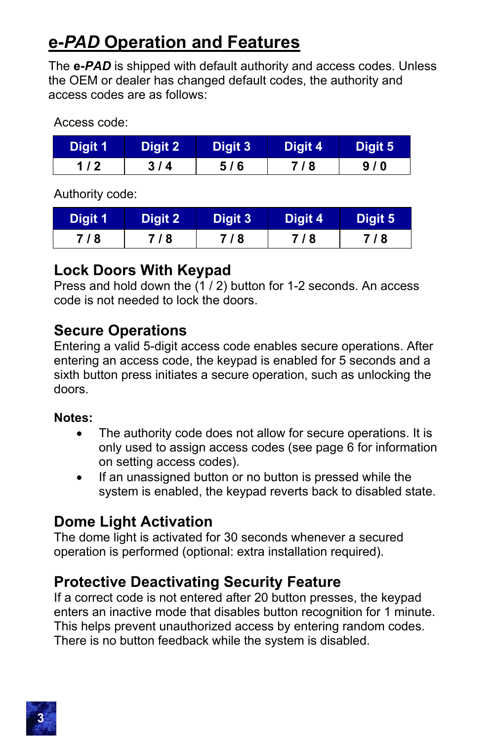# e-*PAD* Operation and Features

The **e-*PAD*** is shipped with default authority and access codes. Unless the OEM or dealer has changed default codes, the authority and access codes are as follows:

Access code:

| Digit 1 | Digit 2 | Digit 3 | Digit 4 | Digit 5 |
|---|---|---|---|---|
| 1 / 2 | 3 / 4 | 5 / 6 | 7 / 8 | 9 / 0 |

Authority code:

| Digit 1 | Digit 2 | Digit 3 | Digit 4 | Digit 5 |
|---|---|---|---|---|
| 7 / 8 | 7 / 8 | 7 / 8 | 7 / 8 | 7 / 8 |

## Lock Doors With Keypad

Press and hold down the (1 / 2) button for 1-2 seconds. An access code is not needed to lock the doors.

## Secure Operations

Entering a valid 5-digit access code enables secure operations. After entering an access code, the keypad is enabled for 5 seconds and a sixth button press initiates a secure operation, such as unlocking the doors.

**Notes:**

- The authority code does not allow for secure operations. It is only used to assign access codes (see page 6 for information on setting access codes).
- If an unassigned button or no button is pressed while the system is enabled, the keypad reverts back to disabled state.

## Dome Light Activation

The dome light is activated for 30 seconds whenever a secured operation is performed (optional: extra installation required).

## Protective Deactivating Security Feature

If a correct code is not entered after 20 button presses, the keypad enters an inactive mode that disables button recognition for 1 minute. This helps prevent unauthorized access by entering random codes. There is no button feedback while the system is disabled.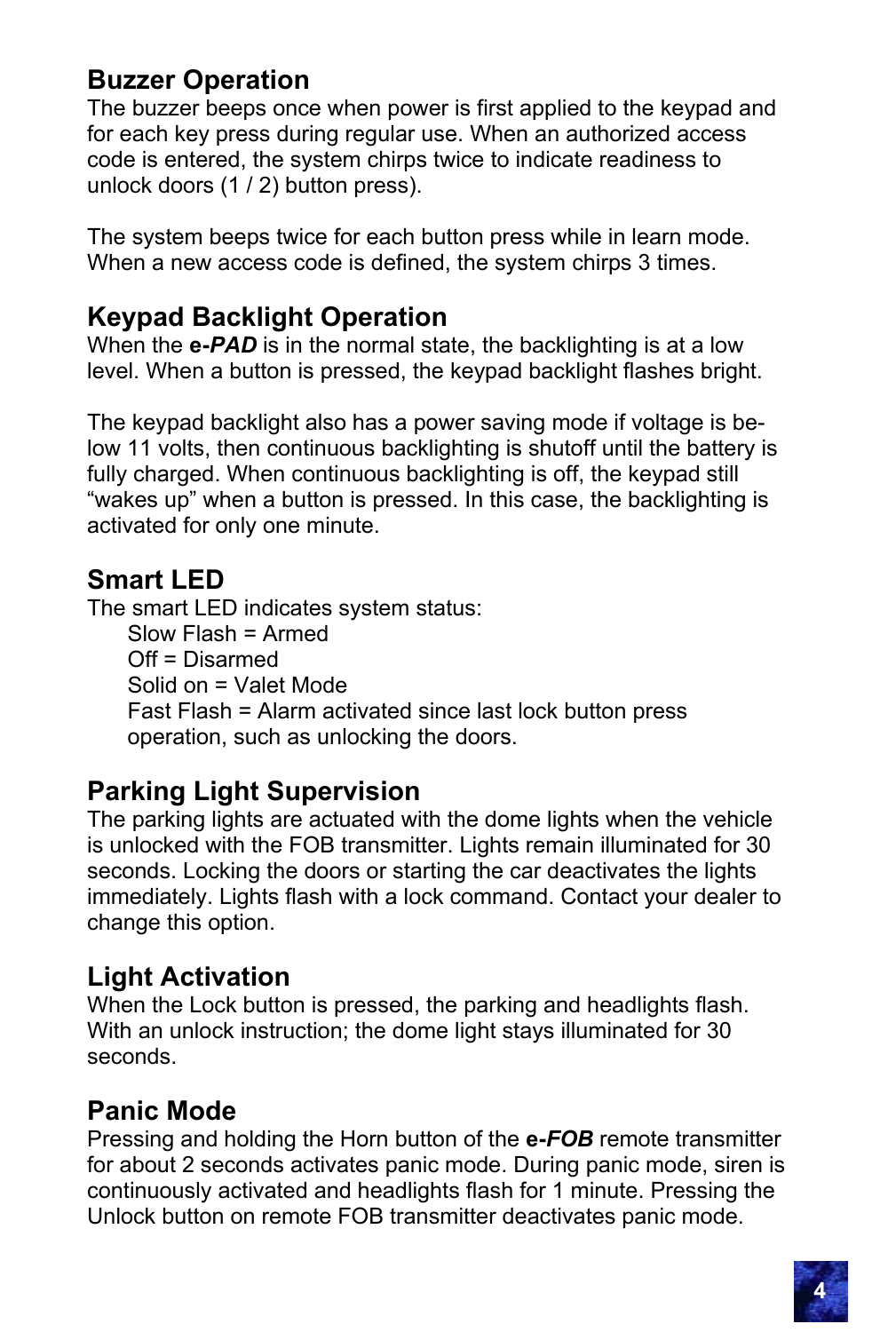## Buzzer Operation

The buzzer beeps once when power is first applied to the keypad and for each key press during regular use. When an authorized access code is entered, the system chirps twice to indicate readiness to unlock doors (1 / 2) button press).

The system beeps twice for each button press while in learn mode. When a new access code is defined, the system chirps 3 times.

## Keypad Backlight Operation

When the **e-*PAD*** is in the normal state, the backlighting is at a low level. When a button is pressed, the keypad backlight flashes bright.

The keypad backlight also has a power saving mode if voltage is below 11 volts, then continuous backlighting is shutoff until the battery is fully charged. When continuous backlighting is off, the keypad still "wakes up" when a button is pressed. In this case, the backlighting is activated for only one minute.

## Smart LED

The smart LED indicates system status:

- Slow Flash = Armed
- Off = Disarmed
- Solid on = Valet Mode
- Fast Flash = Alarm activated since last lock button press operation, such as unlocking the doors.

## Parking Light Supervision

The parking lights are actuated with the dome lights when the vehicle is unlocked with the FOB transmitter. Lights remain illuminated for 30 seconds. Locking the doors or starting the car deactivates the lights immediately. Lights flash with a lock command. Contact your dealer to change this option.

## Light Activation

When the Lock button is pressed, the parking and headlights flash. With an unlock instruction; the dome light stays illuminated for 30 seconds.

## Panic Mode

Pressing and holding the Horn button of the **e-*FOB*** remote transmitter for about 2 seconds activates panic mode. During panic mode, siren is continuously activated and headlights flash for 1 minute. Pressing the Unlock button on remote FOB transmitter deactivates panic mode.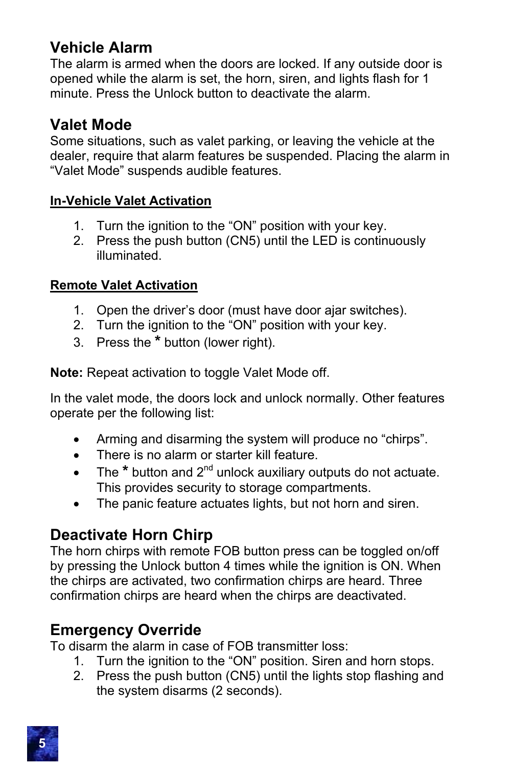## Vehicle Alarm

The alarm is armed when the doors are locked. If any outside door is opened while the alarm is set, the horn, siren, and lights flash for 1 minute. Press the Unlock button to deactivate the alarm.

## Valet Mode

Some situations, such as valet parking, or leaving the vehicle at the dealer, require that alarm features be suspended. Placing the alarm in "Valet Mode" suspends audible features.

**In-Vehicle Valet Activation**

1. Turn the ignition to the "ON" position with your key.
2. Press the push button (CN5) until the LED is continuously illuminated.

**Remote Valet Activation**

1. Open the driver's door (must have door ajar switches).
2. Turn the ignition to the "ON" position with your key.
3. Press the * button (lower right).

**Note:** Repeat activation to toggle Valet Mode off.

In the valet mode, the doors lock and unlock normally. Other features operate per the following list:

- Arming and disarming the system will produce no "chirps".
- There is no alarm or starter kill feature.
- The * button and 2nd unlock auxiliary outputs do not actuate. This provides security to storage compartments.
- The panic feature actuates lights, but not horn and siren.

## Deactivate Horn Chirp

The horn chirps with remote FOB button press can be toggled on/off by pressing the Unlock button 4 times while the ignition is ON. When the chirps are activated, two confirmation chirps are heard. Three confirmation chirps are heard when the chirps are deactivated.

## Emergency Override

To disarm the alarm in case of FOB transmitter loss:

1. Turn the ignition to the "ON" position. Siren and horn stops.
2. Press the push button (CN5) until the lights stop flashing and the system disarms (2 seconds).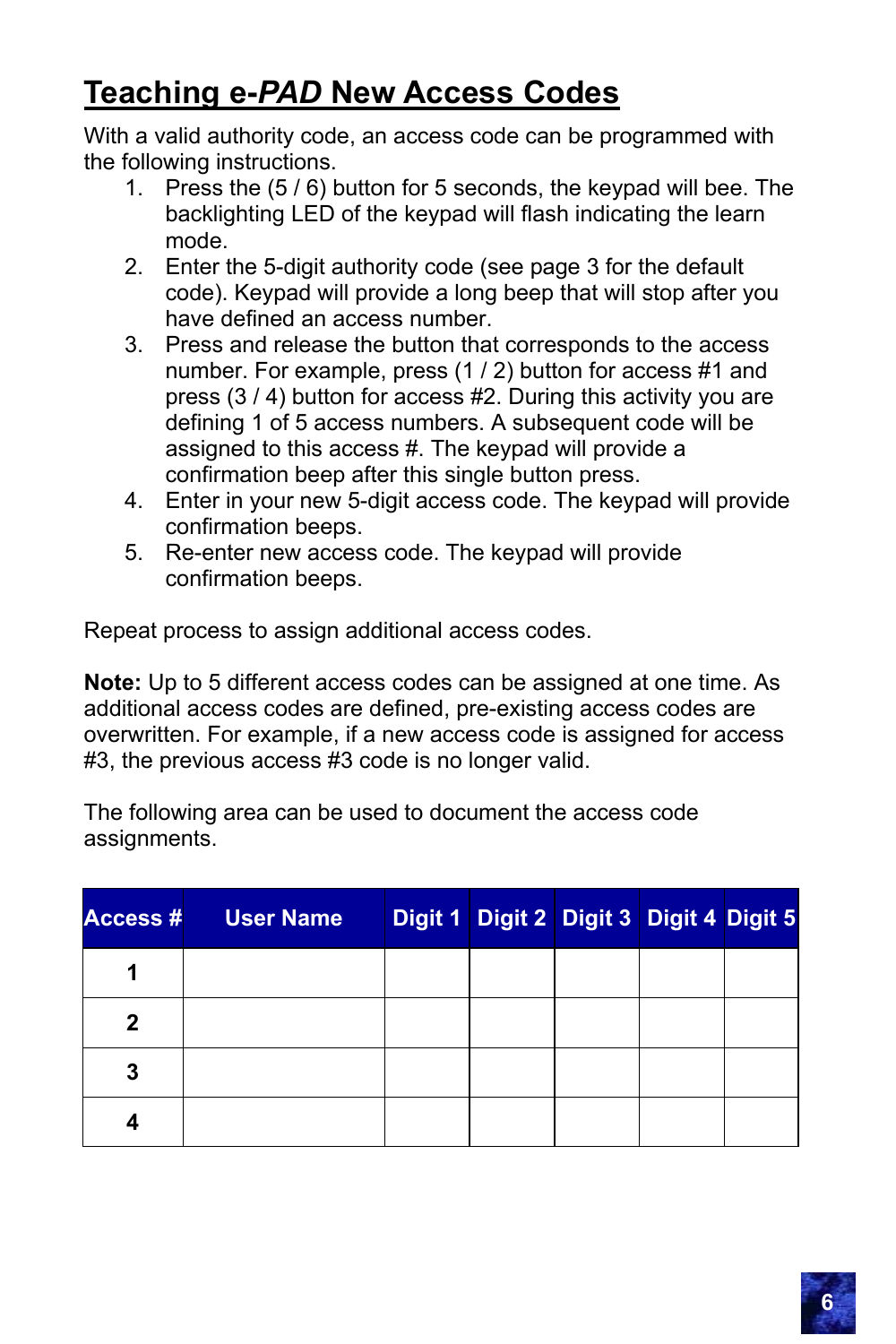# Teaching e-*PAD* New Access Codes

With a valid authority code, an access code can be programmed with the following instructions.

1. Press the (5 / 6) button for 5 seconds, the keypad will bee. The backlighting LED of the keypad will flash indicating the learn mode.
2. Enter the 5-digit authority code (see page 3 for the default code). Keypad will provide a long beep that will stop after you have defined an access number.
3. Press and release the button that corresponds to the access number. For example, press (1 / 2) button for access #1 and press (3 / 4) button for access #2. During this activity you are defining 1 of 5 access numbers. A subsequent code will be assigned to this access #. The keypad will provide a confirmation beep after this single button press.
4. Enter in your new 5-digit access code. The keypad will provide confirmation beeps.
5. Re-enter new access code. The keypad will provide confirmation beeps.

Repeat process to assign additional access codes.

**Note:** Up to 5 different access codes can be assigned at one time. As additional access codes are defined, pre-existing access codes are overwritten. For example, if a new access code is assigned for access #3, the previous access #3 code is no longer valid.

The following area can be used to document the access code assignments.

| Access # | User Name | Digit 1 | Digit 2 | Digit 3 | Digit 4 | Digit 5 |
|---|---|---|---|---|---|---|
| **1** | | | | | | |
| **2** | | | | | | |
| **3** | | | | | | |
| **4** | | | | | | |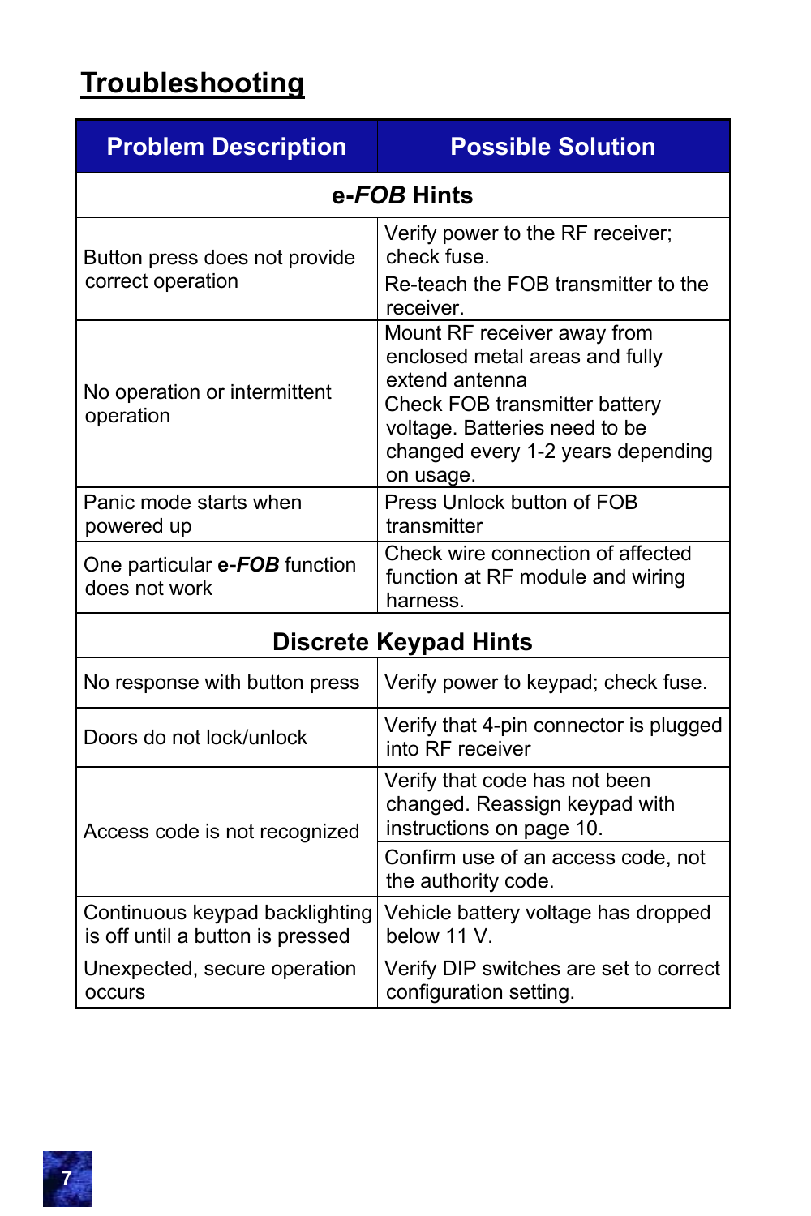## Troubleshooting

| Problem Description | Possible Solution |
|---|---|
| **e-*FOB* Hints** | |
| Button press does not provide correct operation | Verify power to the RF receiver; check fuse. |
| | Re-teach the FOB transmitter to the receiver. |
| No operation or intermittent operation | Mount RF receiver away from enclosed metal areas and fully extend antenna |
| | Check FOB transmitter battery voltage. Batteries need to be changed every 1-2 years depending on usage. |
| Panic mode starts when powered up | Press Unlock button of FOB transmitter |
| One particular **e-*FOB*** function does not work | Check wire connection of affected function at RF module and wiring harness. |
| **Discrete Keypad Hints** | |
| No response with button press | Verify power to keypad; check fuse. |
| Doors do not lock/unlock | Verify that 4-pin connector is plugged into RF receiver |
| Access code is not recognized | Verify that code has not been changed. Reassign keypad with instructions on page 10. |
| | Confirm use of an access code, not the authority code. |
| Continuous keypad backlighting is off until a button is pressed | Vehicle battery voltage has dropped below 11 V. |
| Unexpected, secure operation occurs | Verify DIP switches are set to correct configuration setting. |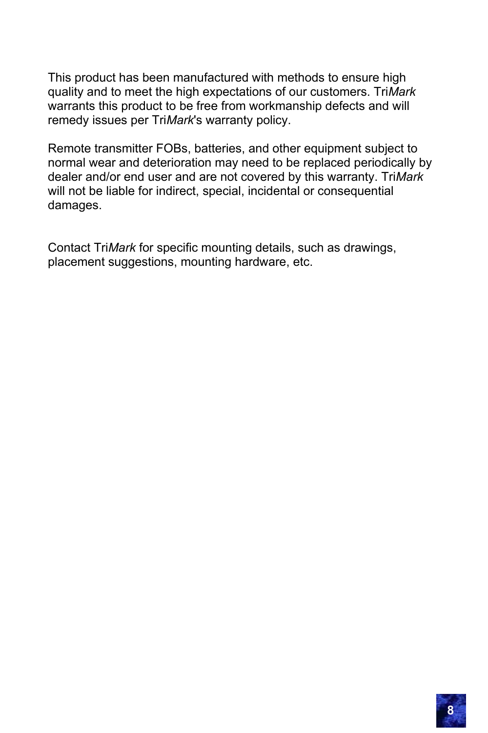This product has been manufactured with methods to ensure high quality and to meet the high expectations of our customers. Tri*Mark* warrants this product to be free from workmanship defects and will remedy issues per Tri*Mark*'s warranty policy.

Remote transmitter FOBs, batteries, and other equipment subject to normal wear and deterioration may need to be replaced periodically by dealer and/or end user and are not covered by this warranty. Tri*Mark* will not be liable for indirect, special, incidental or consequential damages.

Contact Tri*Mark* for specific mounting details, such as drawings, placement suggestions, mounting hardware, etc.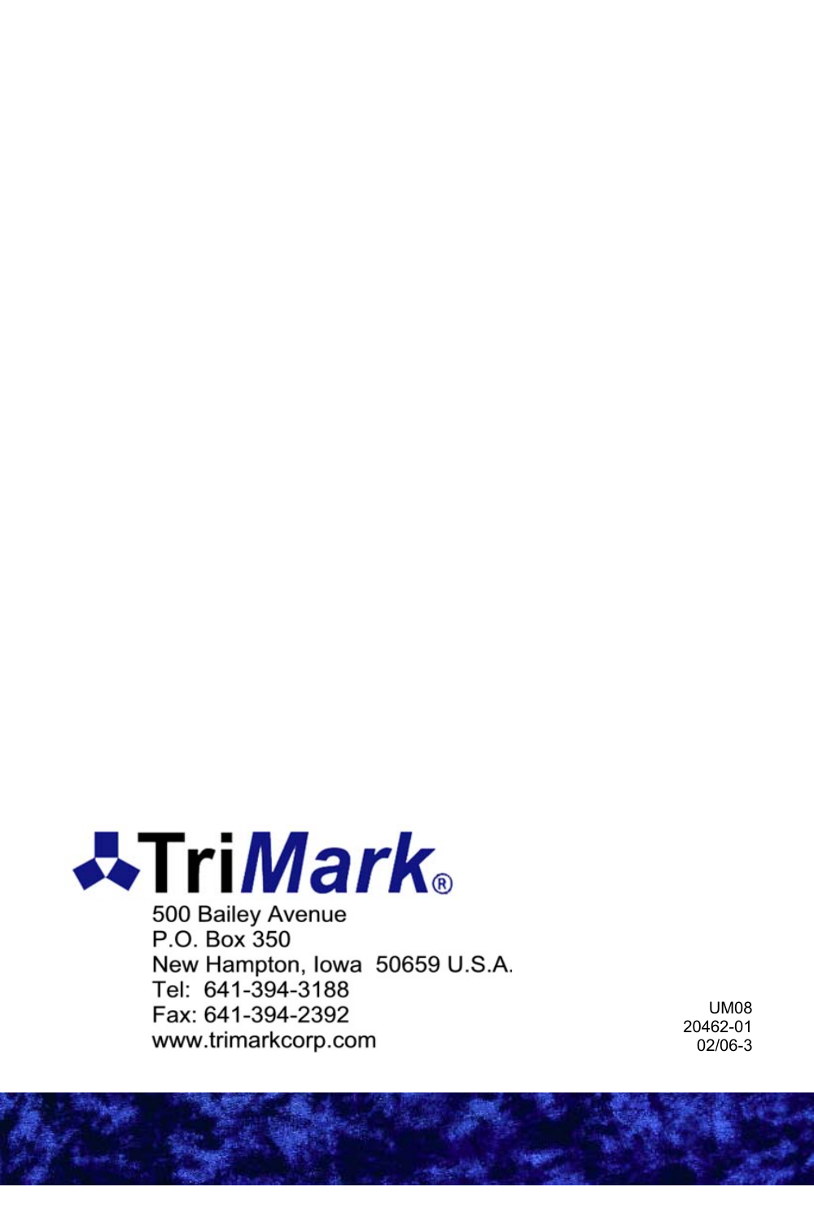TriMark®

500 Bailey Avenue
P.O. Box 350
New Hampton, Iowa 50659 U.S.A.
Tel: 641-394-3188
Fax: 641-394-2392
www.trimarkcorp.com

UM08
20462-01
02/06-3